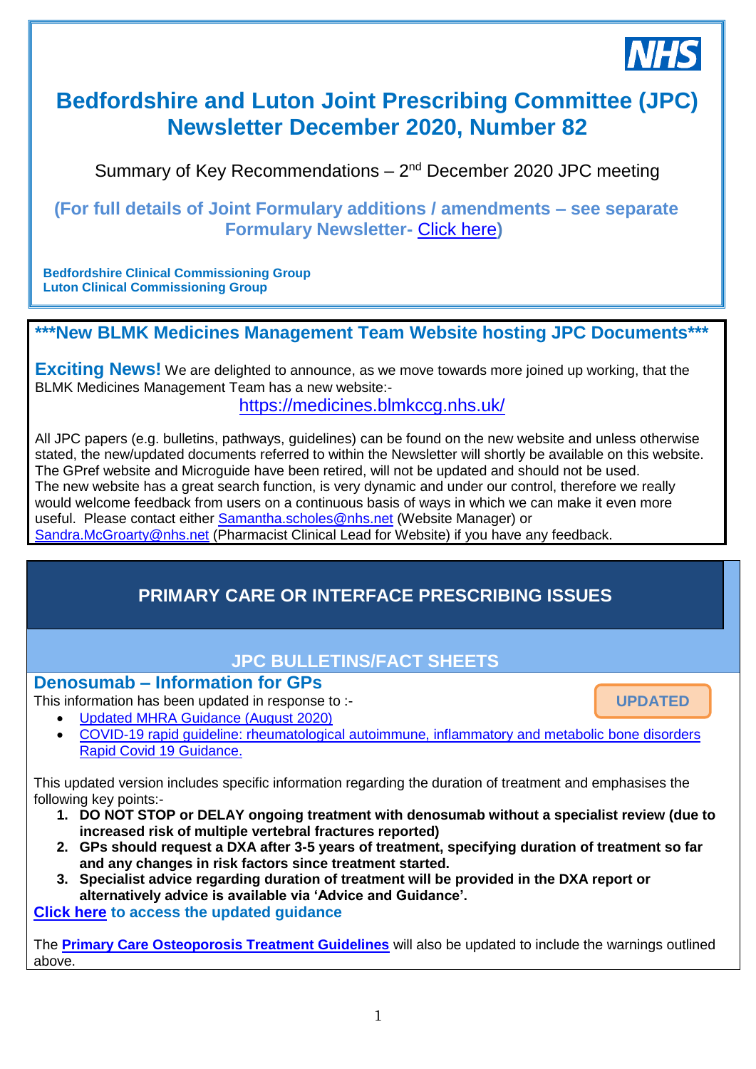# Bedfordshire and Luton Joint Prescribing Committee (JPC) Newsletter December 2020, Number 82

Summary of Key Recommendations – 2nd December 2020 JPC meeting

**(For full details of Joint Formulary additions / amendments – see separate Formulary Newsletter- Click here)**

**Bedfordshire Clinical Commissioning Group**
**Luton Clinical Commissioning Group**

## ***New BLMK Medicines Management Team Website hosting JPC Documents***

**Exciting News!** We are delighted to announce, as we move towards more joined up working, that the BLMK Medicines Management Team has a new website:-

https://medicines.blmkccg.nhs.uk/

All JPC papers (e.g. bulletins, pathways, guidelines) can be found on the new website and unless otherwise stated, the new/updated documents referred to within the Newsletter will shortly be available on this website. The GPref website and Microguide have been retired, will not be updated and should not be used.
The new website has a great search function, is very dynamic and under our control, therefore we really would welcome feedback from users on a continuous basis of ways in which we can make it even more useful. Please contact either Samantha.scholes@nhs.net (Website Manager) or Sandra.McGroarty@nhs.net (Pharmacist Clinical Lead for Website) if you have any feedback.

## PRIMARY CARE OR INTERFACE PRESCRIBING ISSUES

### JPC BULLETINS/FACT SHEETS

### Denosumab – Information for GPs

**UPDATED**

This information has been updated in response to :-

- Updated MHRA Guidance (August 2020)
- COVID-19 rapid guideline: rheumatological autoimmune, inflammatory and metabolic bone disorders Rapid Covid 19 Guidance.

This updated version includes specific information regarding the duration of treatment and emphasises the following key points:-

1. **DO NOT STOP or DELAY ongoing treatment with denosumab without a specialist review (due to increased risk of multiple vertebral fractures reported)**
2. **GPs should request a DXA after 3-5 years of treatment, specifying duration of treatment so far and any changes in risk factors since treatment started.**
3. **Specialist advice regarding duration of treatment will be provided in the DXA report or alternatively advice is available via 'Advice and Guidance'.**

**Click here to access the updated guidance**

The **Primary Care Osteoporosis Treatment Guidelines** will also be updated to include the warnings outlined above.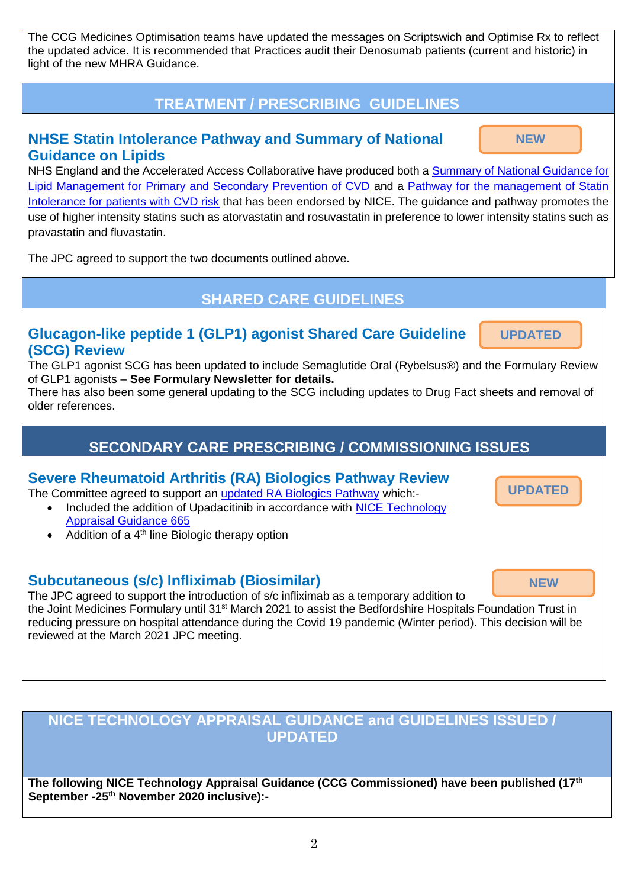The CCG Medicines Optimisation teams have updated the messages on Scriptswich and Optimise Rx to reflect the updated advice. It is recommended that Practices audit their Denosumab patients (current and historic) in light of the new MHRA Guidance.

## TREATMENT / PRESCRIBING GUIDELINES

### NHSE Statin Intolerance Pathway and Summary of National Guidance on Lipids

NEW

NHS England and the Accelerated Access Collaborative have produced both a Summary of National Guidance for Lipid Management for Primary and Secondary Prevention of CVD and a Pathway for the management of Statin Intolerance for patients with CVD risk that has been endorsed by NICE. The guidance and pathway promotes the use of higher intensity statins such as atorvastatin and rosuvastatin in preference to lower intensity statins such as pravastatin and fluvastatin.

The JPC agreed to support the two documents outlined above.

## SHARED CARE GUIDELINES

### Glucagon-like peptide 1 (GLP1) agonist Shared Care Guideline (SCG) Review

UPDATED

The GLP1 agonist SCG has been updated to include Semaglutide Oral (Rybelsus®) and the Formulary Review of GLP1 agonists – **See Formulary Newsletter for details.**
There has also been some general updating to the SCG including updates to Drug Fact sheets and removal of older references.

## SECONDARY CARE PRESCRIBING / COMMISSIONING ISSUES

### Severe Rheumatoid Arthritis (RA) Biologics Pathway Review

UPDATED

The Committee agreed to support an updated RA Biologics Pathway which:-

- Included the addition of Upadacitinib in accordance with NICE Technology Appraisal Guidance 665
- Addition of a 4th line Biologic therapy option

### Subcutaneous (s/c) Infliximab (Biosimilar)

NEW

The JPC agreed to support the introduction of s/c infliximab as a temporary addition to the Joint Medicines Formulary until 31st March 2021 to assist the Bedfordshire Hospitals Foundation Trust in reducing pressure on hospital attendance during the Covid 19 pandemic (Winter period). This decision will be reviewed at the March 2021 JPC meeting.

## NICE TECHNOLOGY APPRAISAL GUIDANCE and GUIDELINES ISSUED / UPDATED

**The following NICE Technology Appraisal Guidance (CCG Commissioned) have been published (17th September -25th November 2020 inclusive):-**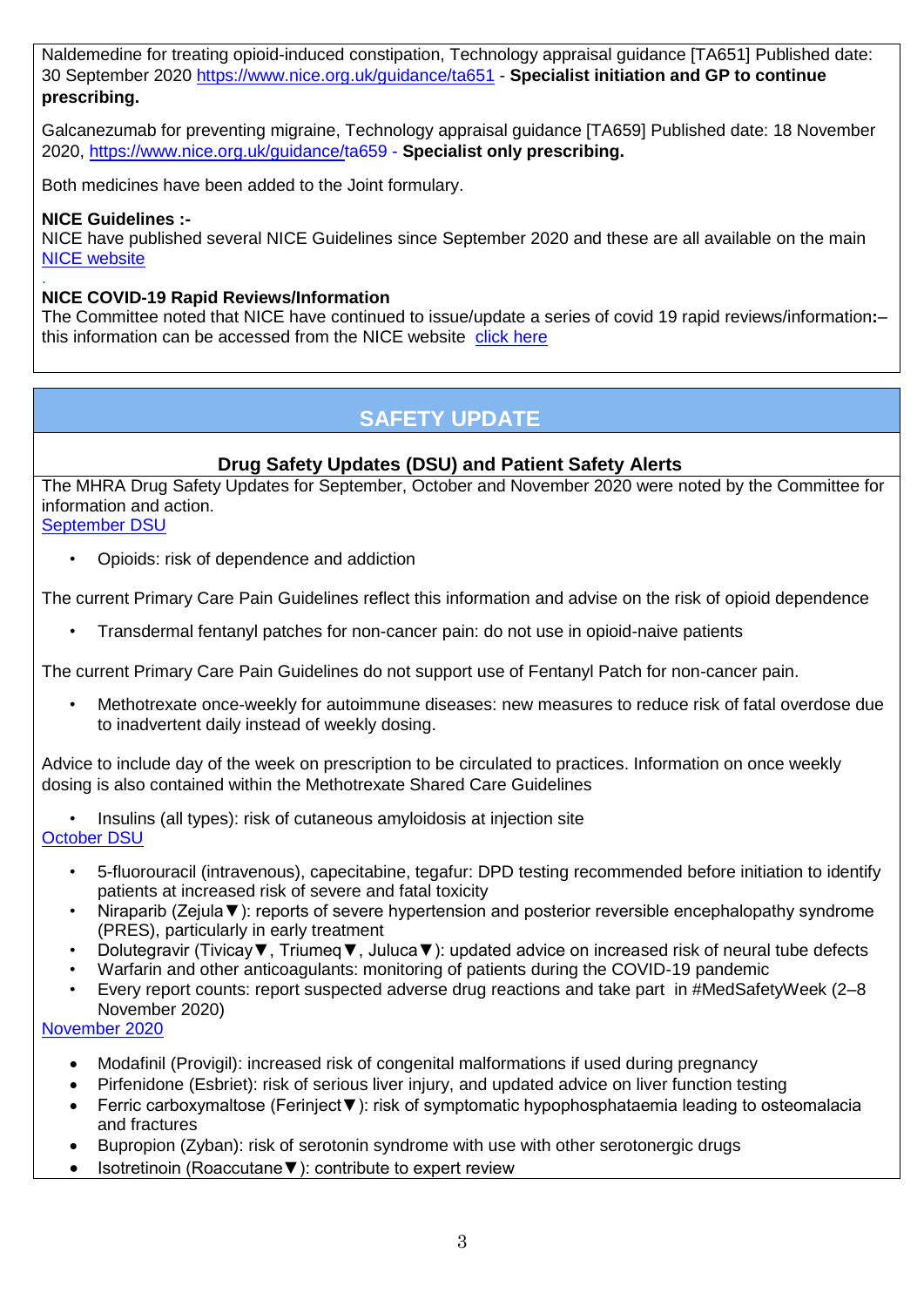Naldemedine for treating opioid-induced constipation, Technology appraisal guidance [TA651] Published date: 30 September 2020 https://www.nice.org.uk/guidance/ta651 - **Specialist initiation and GP to continue prescribing.**

Galcanezumab for preventing migraine, Technology appraisal guidance [TA659] Published date: 18 November 2020, https://www.nice.org.uk/guidance/ta659 - **Specialist only prescribing.**

Both medicines have been added to the Joint formulary.

**NICE Guidelines :-**
NICE have published several NICE Guidelines since September 2020 and these are all available on the main NICE website

**NICE COVID-19 Rapid Reviews/Information**
The Committee noted that NICE have continued to issue/update a series of covid 19 rapid reviews/information:– this information can be accessed from the NICE website click here

## SAFETY UPDATE

### Drug Safety Updates (DSU) and Patient Safety Alerts

The MHRA Drug Safety Updates for September, October and November 2020 were noted by the Committee for information and action.
September DSU

- Opioids: risk of dependence and addiction

The current Primary Care Pain Guidelines reflect this information and advise on the risk of opioid dependence

- Transdermal fentanyl patches for non-cancer pain: do not use in opioid-naive patients

The current Primary Care Pain Guidelines do not support use of Fentanyl Patch for non-cancer pain.

- Methotrexate once-weekly for autoimmune diseases: new measures to reduce risk of fatal overdose due to inadvertent daily instead of weekly dosing.

Advice to include day of the week on prescription to be circulated to practices. Information on once weekly dosing is also contained within the Methotrexate Shared Care Guidelines

- Insulins (all types): risk of cutaneous amyloidosis at injection site

October DSU

- 5-fluorouracil (intravenous), capecitabine, tegafur: DPD testing recommended before initiation to identify patients at increased risk of severe and fatal toxicity
- Niraparib (Zejula▼): reports of severe hypertension and posterior reversible encephalopathy syndrome (PRES), particularly in early treatment
- Dolutegravir (Tivicay▼, Triumeq▼, Juluca▼): updated advice on increased risk of neural tube defects
- Warfarin and other anticoagulants: monitoring of patients during the COVID-19 pandemic
- Every report counts: report suspected adverse drug reactions and take part in #MedSafetyWeek (2–8 November 2020)

November 2020

- Modafinil (Provigil): increased risk of congenital malformations if used during pregnancy
- Pirfenidone (Esbriet): risk of serious liver injury, and updated advice on liver function testing
- Ferric carboxymaltose (Ferinject▼): risk of symptomatic hypophosphataemia leading to osteomalacia and fractures
- Bupropion (Zyban): risk of serotonin syndrome with use with other serotonergic drugs
- Isotretinoin (Roaccutane▼): contribute to expert review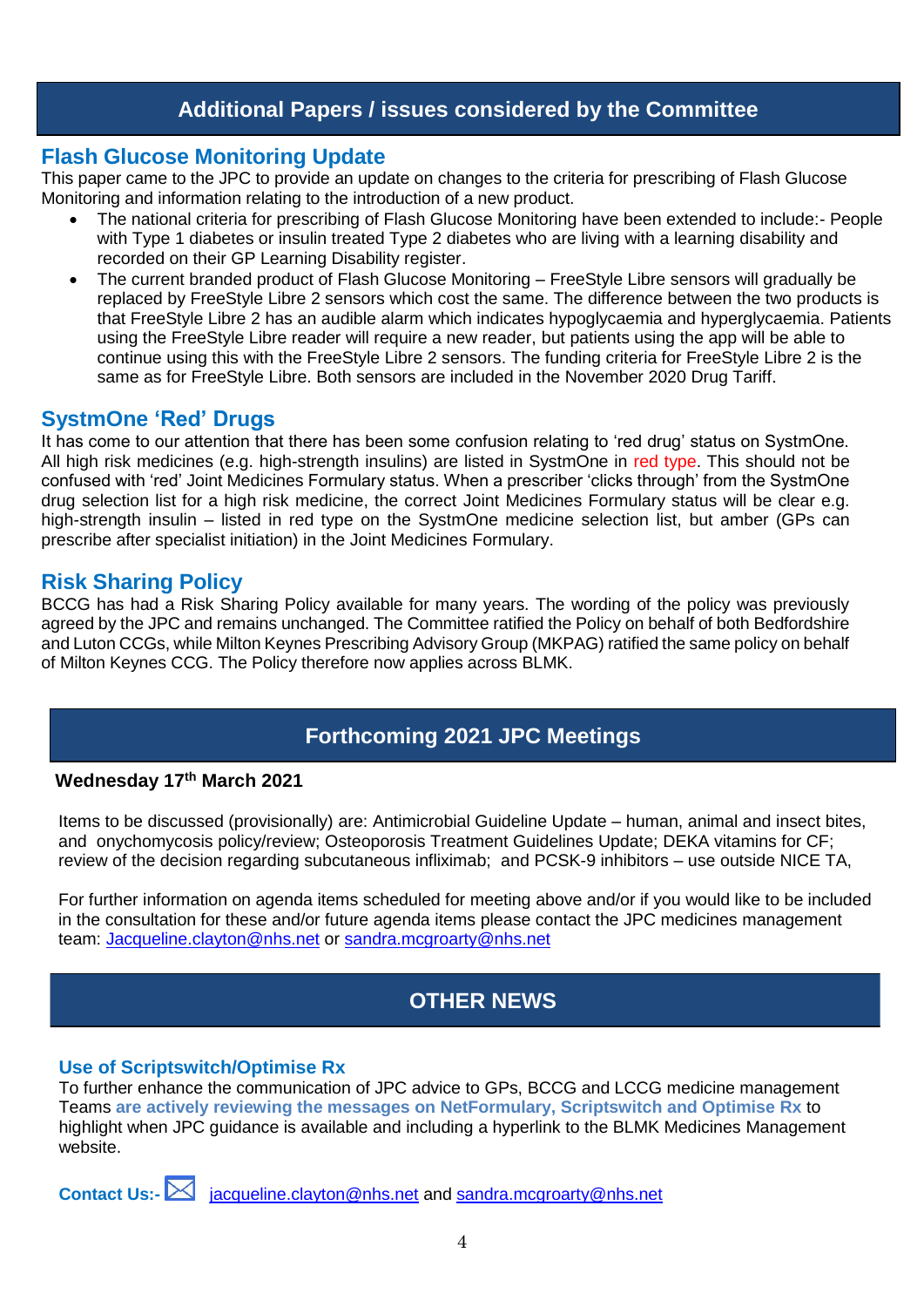## Additional Papers / issues considered by the Committee

### Flash Glucose Monitoring Update

This paper came to the JPC to provide an update on changes to the criteria for prescribing of Flash Glucose Monitoring and information relating to the introduction of a new product.

- The national criteria for prescribing of Flash Glucose Monitoring have been extended to include:- People with Type 1 diabetes or insulin treated Type 2 diabetes who are living with a learning disability and recorded on their GP Learning Disability register.
- The current branded product of Flash Glucose Monitoring – FreeStyle Libre sensors will gradually be replaced by FreeStyle Libre 2 sensors which cost the same. The difference between the two products is that FreeStyle Libre 2 has an audible alarm which indicates hypoglycaemia and hyperglycaemia. Patients using the FreeStyle Libre reader will require a new reader, but patients using the app will be able to continue using this with the FreeStyle Libre 2 sensors. The funding criteria for FreeStyle Libre 2 is the same as for FreeStyle Libre. Both sensors are included in the November 2020 Drug Tariff.

### SystmOne 'Red' Drugs

It has come to our attention that there has been some confusion relating to 'red drug' status on SystmOne. All high risk medicines (e.g. high-strength insulins) are listed in SystmOne in red type. This should not be confused with 'red' Joint Medicines Formulary status. When a prescriber 'clicks through' from the SystmOne drug selection list for a high risk medicine, the correct Joint Medicines Formulary status will be clear e.g. high-strength insulin – listed in red type on the SystmOne medicine selection list, but amber (GPs can prescribe after specialist initiation) in the Joint Medicines Formulary.

### Risk Sharing Policy

BCCG has had a Risk Sharing Policy available for many years. The wording of the policy was previously agreed by the JPC and remains unchanged. The Committee ratified the Policy on behalf of both Bedfordshire and Luton CCGs, while Milton Keynes Prescribing Advisory Group (MKPAG) ratified the same policy on behalf of Milton Keynes CCG. The Policy therefore now applies across BLMK.

## Forthcoming 2021 JPC Meetings

**Wednesday 17th March 2021**

Items to be discussed (provisionally) are: Antimicrobial Guideline Update – human, animal and insect bites, and onychomycosis policy/review; Osteoporosis Treatment Guidelines Update; DEKA vitamins for CF; review of the decision regarding subcutaneous infliximab; and PCSK-9 inhibitors – use outside NICE TA,

For further information on agenda items scheduled for meeting above and/or if you would like to be included in the consultation for these and/or future agenda items please contact the JPC medicines management team: Jacqueline.clayton@nhs.net or sandra.mcgroarty@nhs.net

## OTHER NEWS

### Use of Scriptswitch/Optimise Rx

To further enhance the communication of JPC advice to GPs, BCCG and LCCG medicine management Teams **are actively reviewing the messages on NetFormulary, Scriptswitch and Optimise Rx** to highlight when JPC guidance is available and including a hyperlink to the BLMK Medicines Management website.

**Contact Us:-** jacqueline.clayton@nhs.net and sandra.mcgroarty@nhs.net